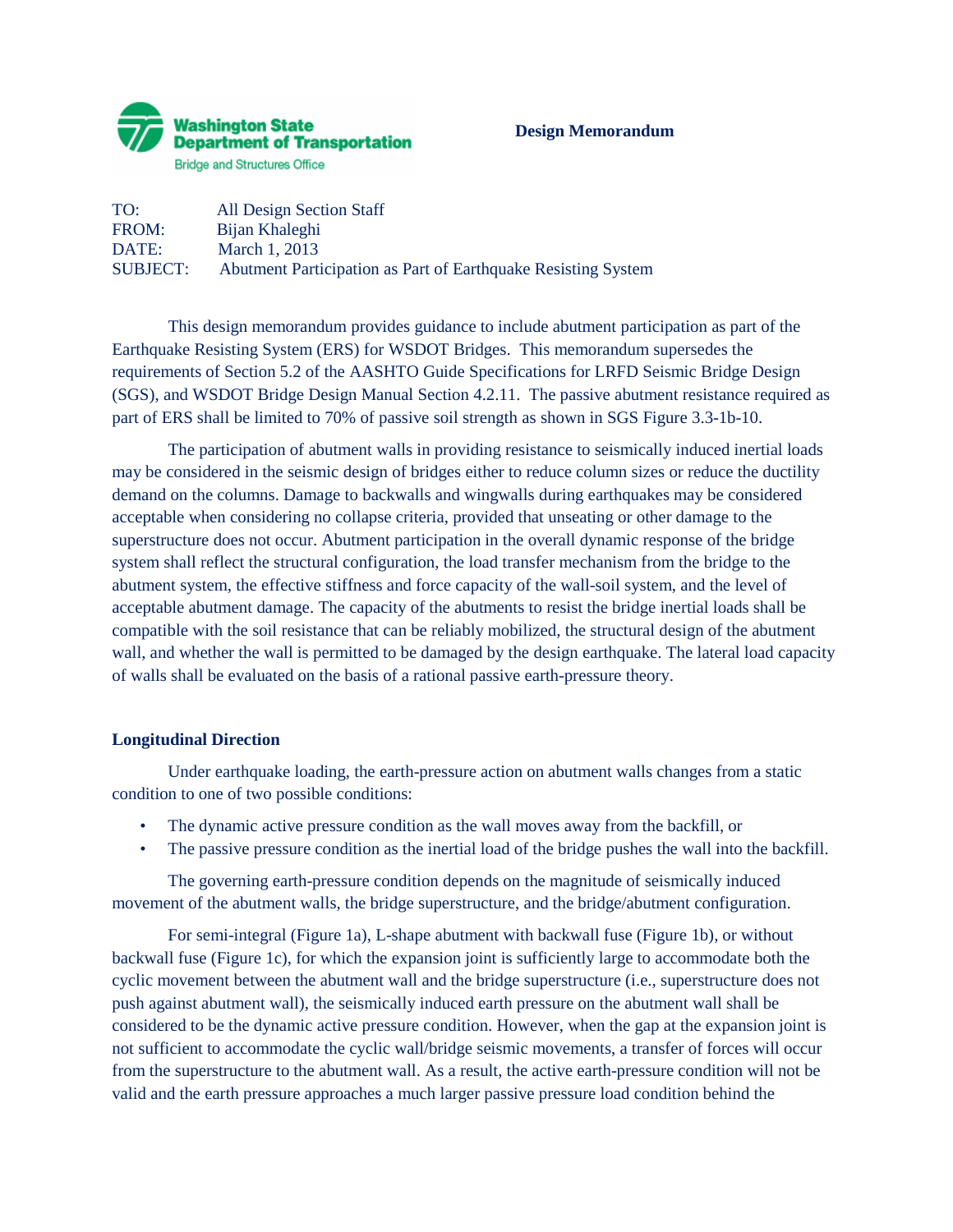Washington State Department of Transportation
Bridge and Structures Office

**Design Memorandum**

TO: All Design Section Staff
FROM: Bijan Khaleghi
DATE: March 1, 2013
SUBJECT: Abutment Participation as Part of Earthquake Resisting System

This design memorandum provides guidance to include abutment participation as part of the Earthquake Resisting System (ERS) for WSDOT Bridges. This memorandum supersedes the requirements of Section 5.2 of the AASHTO Guide Specifications for LRFD Seismic Bridge Design (SGS), and WSDOT Bridge Design Manual Section 4.2.11. The passive abutment resistance required as part of ERS shall be limited to 70% of passive soil strength as shown in SGS Figure 3.3-1b-10.

The participation of abutment walls in providing resistance to seismically induced inertial loads may be considered in the seismic design of bridges either to reduce column sizes or reduce the ductility demand on the columns. Damage to backwalls and wingwalls during earthquakes may be considered acceptable when considering no collapse criteria, provided that unseating or other damage to the superstructure does not occur. Abutment participation in the overall dynamic response of the bridge system shall reflect the structural configuration, the load transfer mechanism from the bridge to the abutment system, the effective stiffness and force capacity of the wall-soil system, and the level of acceptable abutment damage. The capacity of the abutments to resist the bridge inertial loads shall be compatible with the soil resistance that can be reliably mobilized, the structural design of the abutment wall, and whether the wall is permitted to be damaged by the design earthquake. The lateral load capacity of walls shall be evaluated on the basis of a rational passive earth-pressure theory.

## Longitudinal Direction

Under earthquake loading, the earth-pressure action on abutment walls changes from a static condition to one of two possible conditions:

- The dynamic active pressure condition as the wall moves away from the backfill, or
- The passive pressure condition as the inertial load of the bridge pushes the wall into the backfill.

The governing earth-pressure condition depends on the magnitude of seismically induced movement of the abutment walls, the bridge superstructure, and the bridge/abutment configuration.

For semi-integral (Figure 1a), L-shape abutment with backwall fuse (Figure 1b), or without backwall fuse (Figure 1c), for which the expansion joint is sufficiently large to accommodate both the cyclic movement between the abutment wall and the bridge superstructure (i.e., superstructure does not push against abutment wall), the seismically induced earth pressure on the abutment wall shall be considered to be the dynamic active pressure condition. However, when the gap at the expansion joint is not sufficient to accommodate the cyclic wall/bridge seismic movements, a transfer of forces will occur from the superstructure to the abutment wall. As a result, the active earth-pressure condition will not be valid and the earth pressure approaches a much larger passive pressure load condition behind the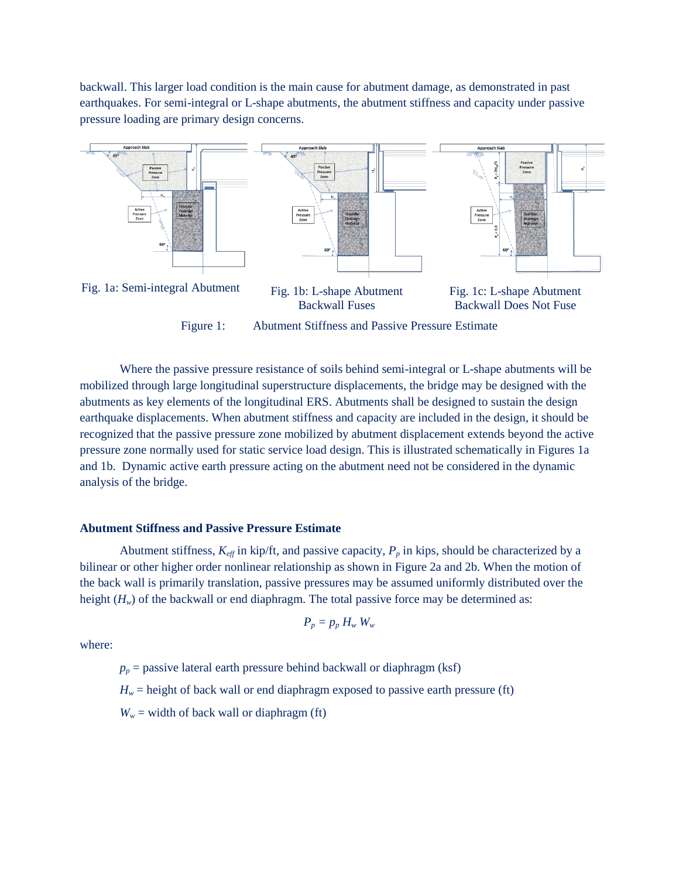backwall. This larger load condition is the main cause for abutment damage, as demonstrated in past earthquakes. For semi-integral or L-shape abutments, the abutment stiffness and capacity under passive pressure loading are primary design concerns.

Fig. 1a: Semi-integral Abutment

Fig. 1b: L-shape Abutment Backwall Fuses

Fig. 1c: L-shape Abutment Backwall Does Not Fuse

Figure 1: Abutment Stiffness and Passive Pressure Estimate

Where the passive pressure resistance of soils behind semi-integral or L-shape abutments will be mobilized through large longitudinal superstructure displacements, the bridge may be designed with the abutments as key elements of the longitudinal ERS. Abutments shall be designed to sustain the design earthquake displacements. When abutment stiffness and capacity are included in the design, it should be recognized that the passive pressure zone mobilized by abutment displacement extends beyond the active pressure zone normally used for static service load design. This is illustrated schematically in Figures 1a and 1b. Dynamic active earth pressure acting on the abutment need not be considered in the dynamic analysis of the bridge.

### Abutment Stiffness and Passive Pressure Estimate

Abutment stiffness, $K_{eff}$ in kip/ft, and passive capacity, $P_p$ in kips, should be characterized by a bilinear or other higher order nonlinear relationship as shown in Figure 2a and 2b. When the motion of the back wall is primarily translation, passive pressures may be assumed uniformly distributed over the height ($H_w$) of the backwall or end diaphragm. The total passive force may be determined as:

$$P_p = p_p \, H_w \, W_w$$

where:

$p_p$ = passive lateral earth pressure behind backwall or diaphragm (ksf)

$H_w$ = height of back wall or end diaphragm exposed to passive earth pressure (ft)

$W_w$ = width of back wall or diaphragm (ft)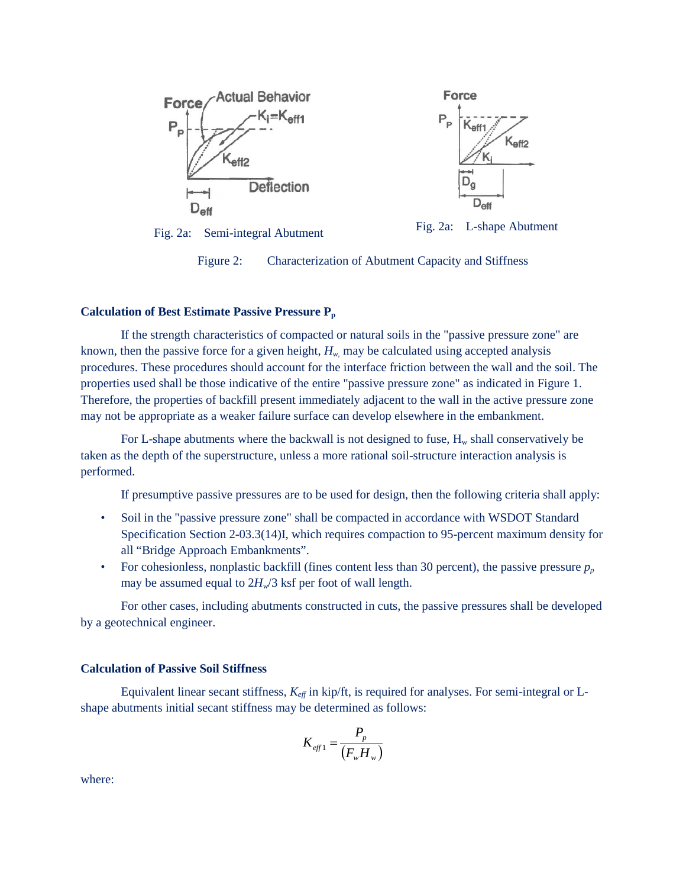Fig. 2a: Semi-integral Abutment

Fig. 2a: L-shape Abutment

Figure 2: Characterization of Abutment Capacity and Stiffness

### Calculation of Best Estimate Passive Pressure $P_p$

If the strength characteristics of compacted or natural soils in the "passive pressure zone" are known, then the passive force for a given height, $H_w$, may be calculated using accepted analysis procedures. These procedures should account for the interface friction between the wall and the soil. The properties used shall be those indicative of the entire "passive pressure zone" as indicated in Figure 1. Therefore, the properties of backfill present immediately adjacent to the wall in the active pressure zone may not be appropriate as a weaker failure surface can develop elsewhere in the embankment.

For L-shape abutments where the backwall is not designed to fuse, $H_w$ shall conservatively be taken as the depth of the superstructure, unless a more rational soil-structure interaction analysis is performed.

If presumptive passive pressures are to be used for design, then the following criteria shall apply:

- Soil in the "passive pressure zone" shall be compacted in accordance with WSDOT Standard Specification Section 2-03.3(14)I, which requires compaction to 95-percent maximum density for all “Bridge Approach Embankments”.
- For cohesionless, nonplastic backfill (fines content less than 30 percent), the passive pressure $p_p$ may be assumed equal to $2H_w/3$ ksf per foot of wall length.

For other cases, including abutments constructed in cuts, the passive pressures shall be developed by a geotechnical engineer.

### Calculation of Passive Soil Stiffness

Equivalent linear secant stiffness, $K_{eff}$ in kip/ft, is required for analyses. For semi-integral or L-shape abutments initial secant stiffness may be determined as follows:

$$K_{eff1} = \frac{P_p}{(F_w H_w)}$$

where: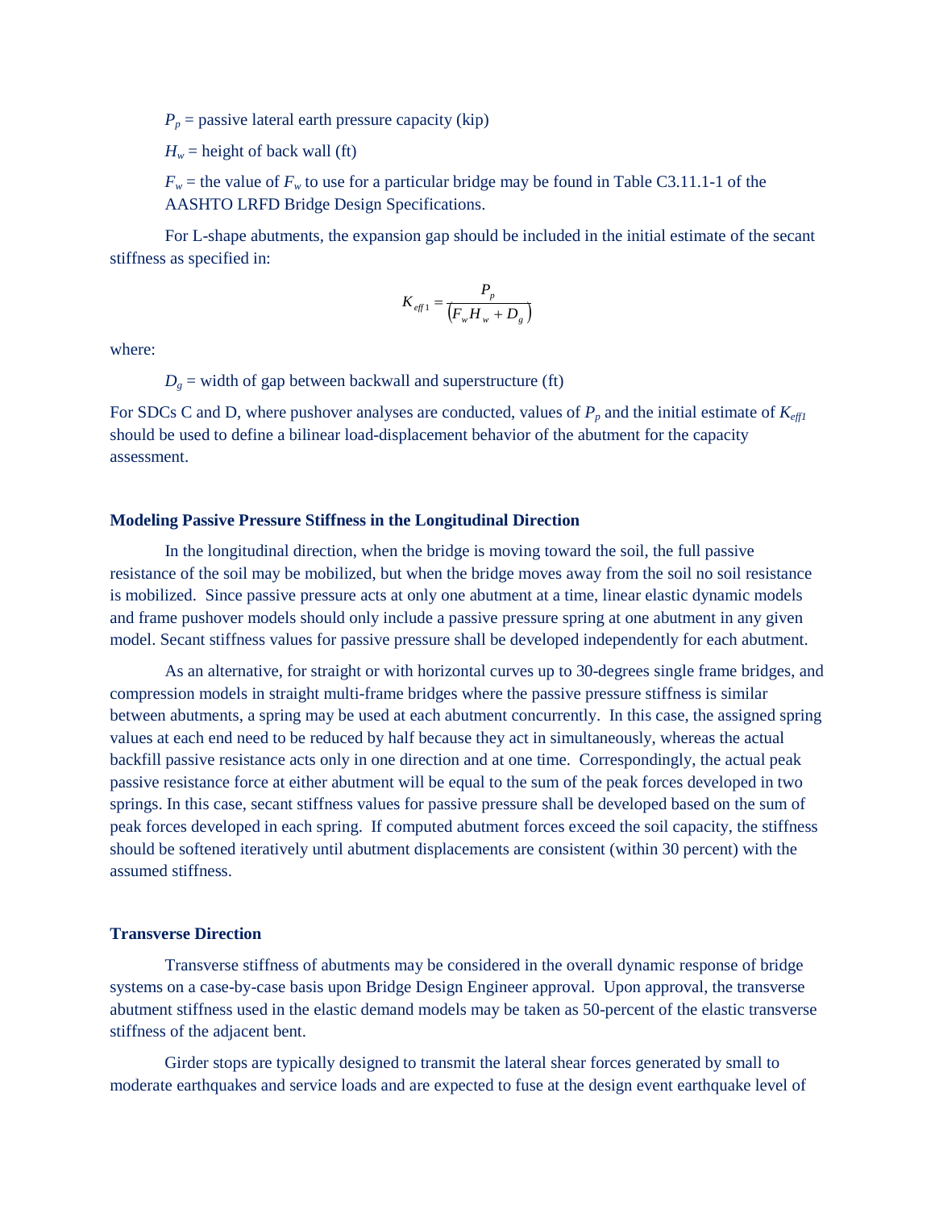$P_p$ = passive lateral earth pressure capacity (kip)

$H_w$ = height of back wall (ft)

$F_w$ = the value of $F_w$ to use for a particular bridge may be found in Table C3.11.1-1 of the AASHTO LRFD Bridge Design Specifications.

For L-shape abutments, the expansion gap should be included in the initial estimate of the secant stiffness as specified in:

$$K_{eff1} = \frac{P_p}{\left(F_w H_w + D_g\right)}$$

where:

$D_g$ = width of gap between backwall and superstructure (ft)

For SDCs C and D, where pushover analyses are conducted, values of $P_p$ and the initial estimate of $K_{eff1}$ should be used to define a bilinear load-displacement behavior of the abutment for the capacity assessment.

**Modeling Passive Pressure Stiffness in the Longitudinal Direction**

In the longitudinal direction, when the bridge is moving toward the soil, the full passive resistance of the soil may be mobilized, but when the bridge moves away from the soil no soil resistance is mobilized. Since passive pressure acts at only one abutment at a time, linear elastic dynamic models and frame pushover models should only include a passive pressure spring at one abutment in any given model. Secant stiffness values for passive pressure shall be developed independently for each abutment.

As an alternative, for straight or with horizontal curves up to 30-degrees single frame bridges, and compression models in straight multi-frame bridges where the passive pressure stiffness is similar between abutments, a spring may be used at each abutment concurrently. In this case, the assigned spring values at each end need to be reduced by half because they act in simultaneously, whereas the actual backfill passive resistance acts only in one direction and at one time. Correspondingly, the actual peak passive resistance force at either abutment will be equal to the sum of the peak forces developed in two springs. In this case, secant stiffness values for passive pressure shall be developed based on the sum of peak forces developed in each spring. If computed abutment forces exceed the soil capacity, the stiffness should be softened iteratively until abutment displacements are consistent (within 30 percent) with the assumed stiffness.

**Transverse Direction**

Transverse stiffness of abutments may be considered in the overall dynamic response of bridge systems on a case-by-case basis upon Bridge Design Engineer approval. Upon approval, the transverse abutment stiffness used in the elastic demand models may be taken as 50-percent of the elastic transverse stiffness of the adjacent bent.

Girder stops are typically designed to transmit the lateral shear forces generated by small to moderate earthquakes and service loads and are expected to fuse at the design event earthquake level of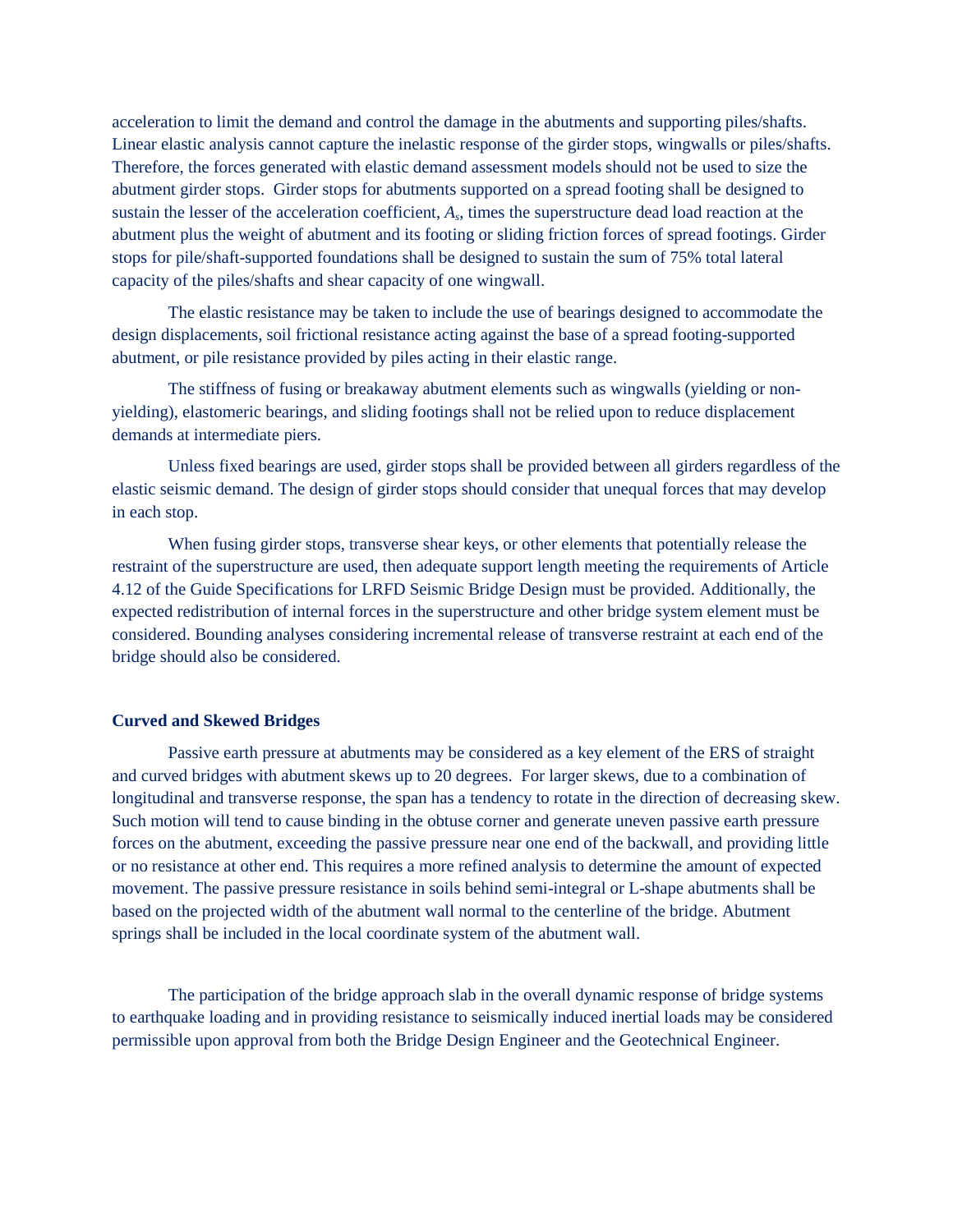acceleration to limit the demand and control the damage in the abutments and supporting piles/shafts. Linear elastic analysis cannot capture the inelastic response of the girder stops, wingwalls or piles/shafts. Therefore, the forces generated with elastic demand assessment models should not be used to size the abutment girder stops. Girder stops for abutments supported on a spread footing shall be designed to sustain the lesser of the acceleration coefficient, $A_s$, times the superstructure dead load reaction at the abutment plus the weight of abutment and its footing or sliding friction forces of spread footings. Girder stops for pile/shaft-supported foundations shall be designed to sustain the sum of 75% total lateral capacity of the piles/shafts and shear capacity of one wingwall.

The elastic resistance may be taken to include the use of bearings designed to accommodate the design displacements, soil frictional resistance acting against the base of a spread footing-supported abutment, or pile resistance provided by piles acting in their elastic range.

The stiffness of fusing or breakaway abutment elements such as wingwalls (yielding or non-yielding), elastomeric bearings, and sliding footings shall not be relied upon to reduce displacement demands at intermediate piers.

Unless fixed bearings are used, girder stops shall be provided between all girders regardless of the elastic seismic demand. The design of girder stops should consider that unequal forces that may develop in each stop.

When fusing girder stops, transverse shear keys, or other elements that potentially release the restraint of the superstructure are used, then adequate support length meeting the requirements of Article 4.12 of the Guide Specifications for LRFD Seismic Bridge Design must be provided. Additionally, the expected redistribution of internal forces in the superstructure and other bridge system element must be considered. Bounding analyses considering incremental release of transverse restraint at each end of the bridge should also be considered.

**Curved and Skewed Bridges**

Passive earth pressure at abutments may be considered as a key element of the ERS of straight and curved bridges with abutment skews up to 20 degrees. For larger skews, due to a combination of longitudinal and transverse response, the span has a tendency to rotate in the direction of decreasing skew. Such motion will tend to cause binding in the obtuse corner and generate uneven passive earth pressure forces on the abutment, exceeding the passive pressure near one end of the backwall, and providing little or no resistance at other end. This requires a more refined analysis to determine the amount of expected movement. The passive pressure resistance in soils behind semi-integral or L-shape abutments shall be based on the projected width of the abutment wall normal to the centerline of the bridge. Abutment springs shall be included in the local coordinate system of the abutment wall.

The participation of the bridge approach slab in the overall dynamic response of bridge systems to earthquake loading and in providing resistance to seismically induced inertial loads may be considered permissible upon approval from both the Bridge Design Engineer and the Geotechnical Engineer.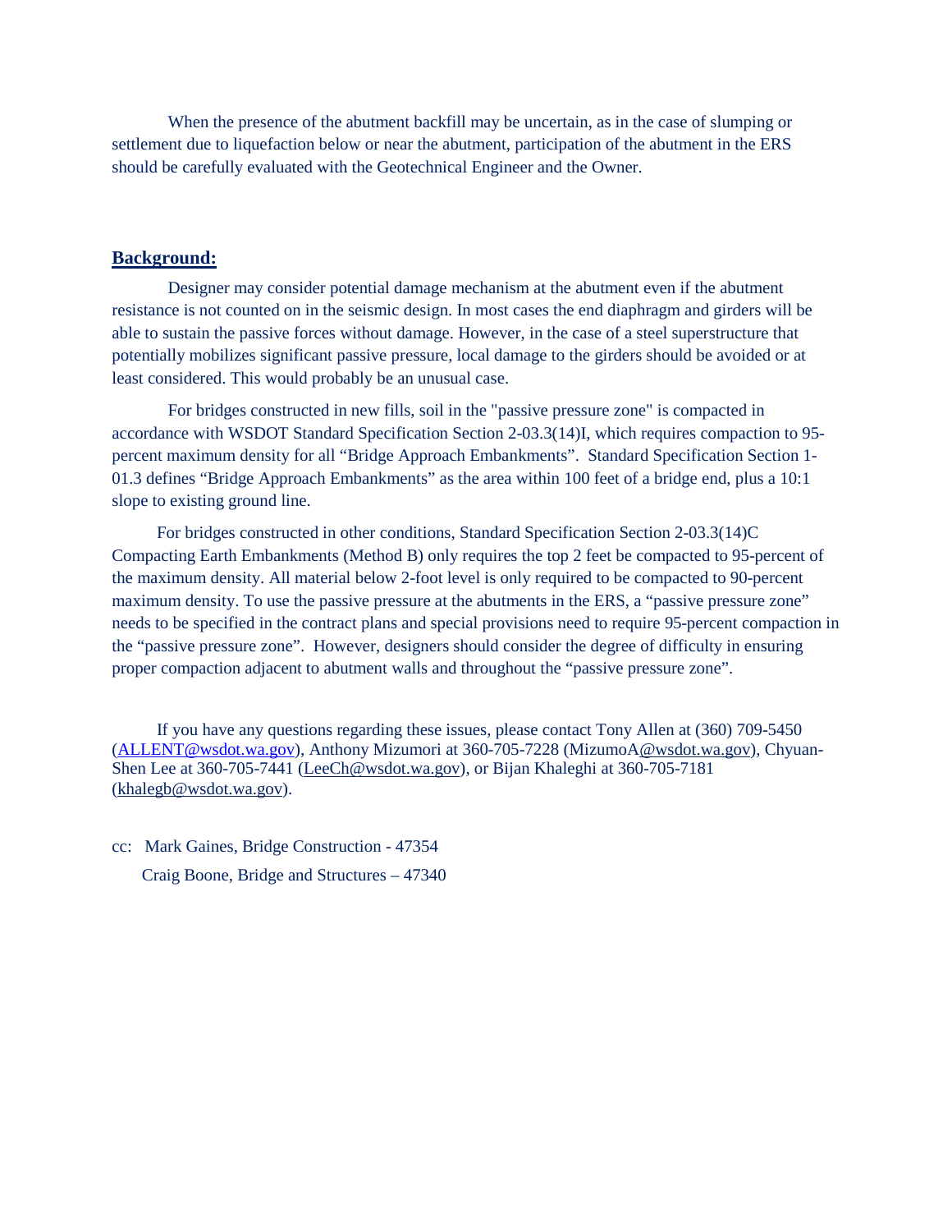When the presence of the abutment backfill may be uncertain, as in the case of slumping or settlement due to liquefaction below or near the abutment, participation of the abutment in the ERS should be carefully evaluated with the Geotechnical Engineer and the Owner.

## Background:

Designer may consider potential damage mechanism at the abutment even if the abutment resistance is not counted on in the seismic design. In most cases the end diaphragm and girders will be able to sustain the passive forces without damage. However, in the case of a steel superstructure that potentially mobilizes significant passive pressure, local damage to the girders should be avoided or at least considered. This would probably be an unusual case.

For bridges constructed in new fills, soil in the "passive pressure zone" is compacted in accordance with WSDOT Standard Specification Section 2-03.3(14)I, which requires compaction to 95-percent maximum density for all "Bridge Approach Embankments". Standard Specification Section 1-01.3 defines "Bridge Approach Embankments" as the area within 100 feet of a bridge end, plus a 10:1 slope to existing ground line.

For bridges constructed in other conditions, Standard Specification Section 2-03.3(14)C Compacting Earth Embankments (Method B) only requires the top 2 feet be compacted to 95-percent of the maximum density. All material below 2-foot level is only required to be compacted to 90-percent maximum density. To use the passive pressure at the abutments in the ERS, a "passive pressure zone" needs to be specified in the contract plans and special provisions need to require 95-percent compaction in the "passive pressure zone". However, designers should consider the degree of difficulty in ensuring proper compaction adjacent to abutment walls and throughout the "passive pressure zone".

If you have any questions regarding these issues, please contact Tony Allen at (360) 709-5450 (ALLENT@wsdot.wa.gov), Anthony Mizumori at 360-705-7228 (MizumoA@wsdot.wa.gov), Chyuan-Shen Lee at 360-705-7441 (LeeCh@wsdot.wa.gov), or Bijan Khaleghi at 360-705-7181 (khalegb@wsdot.wa.gov).

cc: Mark Gaines, Bridge Construction - 47354

Craig Boone, Bridge and Structures – 47340